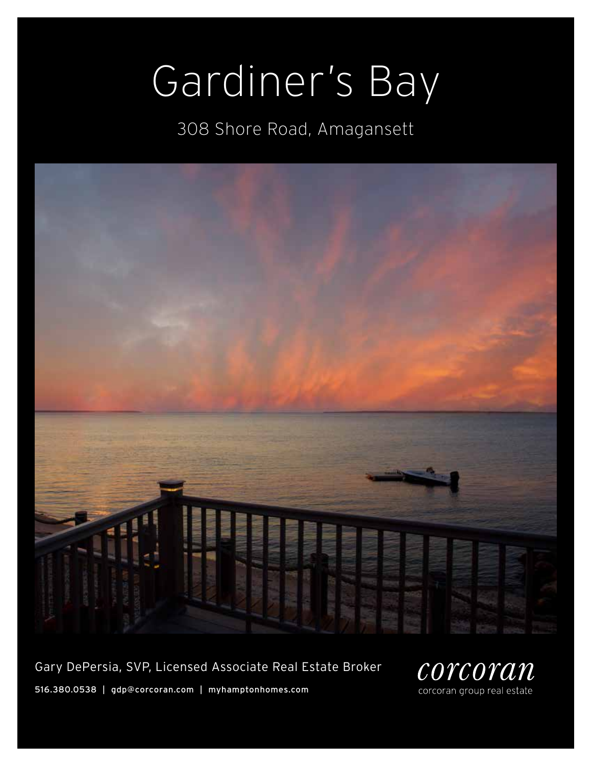# Gardiner's Bay

308 Shore Road, Amagansett

Gary DePersia, SVP, Licensed Associate Real Estate Broker

**516.380.0538 | gdp@corcoran.com | myhamptonhomes.com**

*corcoran*

corcoran group real estate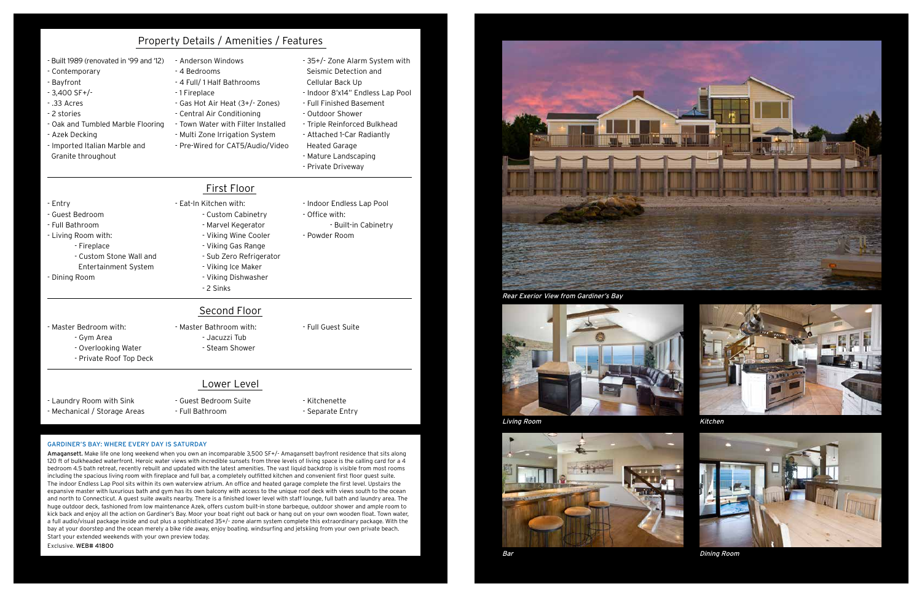## Property Details / Amenities / Features

- Built 1989 (renovated in '99 and '12)
- Contemporary
- Bayfront
- 3,400 SF+/-
- .33 Acres
- 2 stories
- Oak and Tumbled Marble Flooring
- Azek Decking
- Imported Italian Marble and Granite throughout
- Anderson Windows
- 4 Bedrooms
- 4 Full/ 1 Half Bathrooms
- 1 Fireplace
- Gas Hot Air Heat (3+/- Zones)
- Central Air Conditioning
- Town Water with Filter Installed
- Multi Zone Irrigation System
- Pre-Wired for CAT5/Audio/Video
- 35+/- Zone Alarm System with Seismic Detection and Cellular Back Up
- Indoor 8'x14" Endless Lap Pool
- Full Finished Basement
- Outdoor Shower
- Triple Reinforced Bulkhead
- Attached 1-Car Radiantly Heated Garage
- Mature Landscaping
- Private Driveway

## First Floor

- Entry
- Guest Bedroom
- Full Bathroom
- Living Room with:
  - Fireplace
  - Custom Stone Wall and Entertainment System
- Dining Room
- Eat-In Kitchen with:
  - Custom Cabinetry
  - Marvel Kegerator
  - Viking Wine Cooler
  - Viking Gas Range
  - Sub Zero Refrigerator
  - Viking Ice Maker
  - Viking Dishwasher
  - 2 Sinks
- Indoor Endless Lap Pool
- Office with:
  - Built-in Cabinetry
- Powder Room

## Second Floor

- Master Bedroom with:
  - Gym Area
  - Overlooking Water
  - Private Roof Top Deck
- Master Bathroom with:
  - Jacuzzi Tub
  - Steam Shower
- Full Guest Suite

## Lower Level

- Laundry Room with Sink
- Mechanical / Storage Areas
- Guest Bedroom Suite
- Full Bathroom
- Kitchenette
- Separate Entry

### GARDINER'S BAY: WHERE EVERY DAY IS SATURDAY

**Amagansett.** Make life one long weekend when you own an incomparable 3,500 SF+/- Amagansett bayfront residence that sits along 120 ft of bulkheaded waterfront. Heroic water views with incredible sunsets from three levels of living space is the calling card for a 4 bedroom 4.5 bath retreat, recently rebuilt and updated with the latest amenities. The vast liquid backdrop is visible from most rooms including the spacious living room with fireplace and full bar, a completely outfitted kitchen and convenient first floor guest suite. The indoor Endless Lap Pool sits within its own waterview atrium. An office and heated garage complete the first level. Upstairs the expansive master with luxurious bath and gym has its own balcony with access to the unique roof deck with views south to the ocean and north to Connecticut. A guest suite awaits nearby. There is a finished lower level with staff lounge, full bath and laundry area. The huge outdoor deck, fashioned from low maintenance Azek, offers custom built-in stone barbeque, outdoor shower and ample room to kick back and enjoy all the action on Gardiner's Bay. Moor your boat right out back or hang out on your own wooden float. Town water, a full audio/visual package inside and out plus a sophisticated 35+/- zone alarm system complete this extraordinary package. With the bay at your doorstep and the ocean merely a bike ride away, enjoy boating. windsurfing and jetskiing from your own private beach. Start your extended weekends with your own preview today.

Exclusive. **WEB# 41800**

*Rear Exerior View from Gardiner's Bay*

*Living Room*

*Kitchen*

*Bar*

*Dining Room*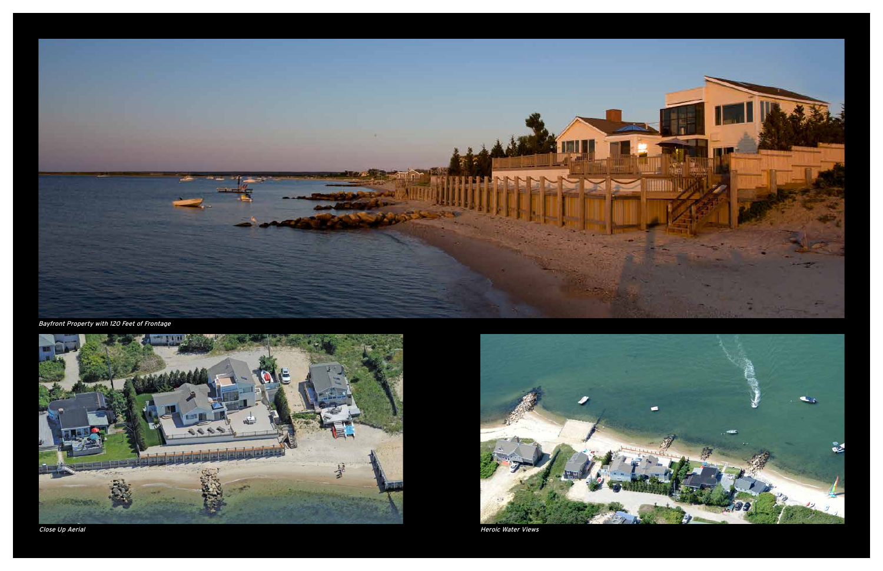*Bayfront Property with 120 Feet of Frontage*

*Close Up Aerial*

*Heroic Water Views*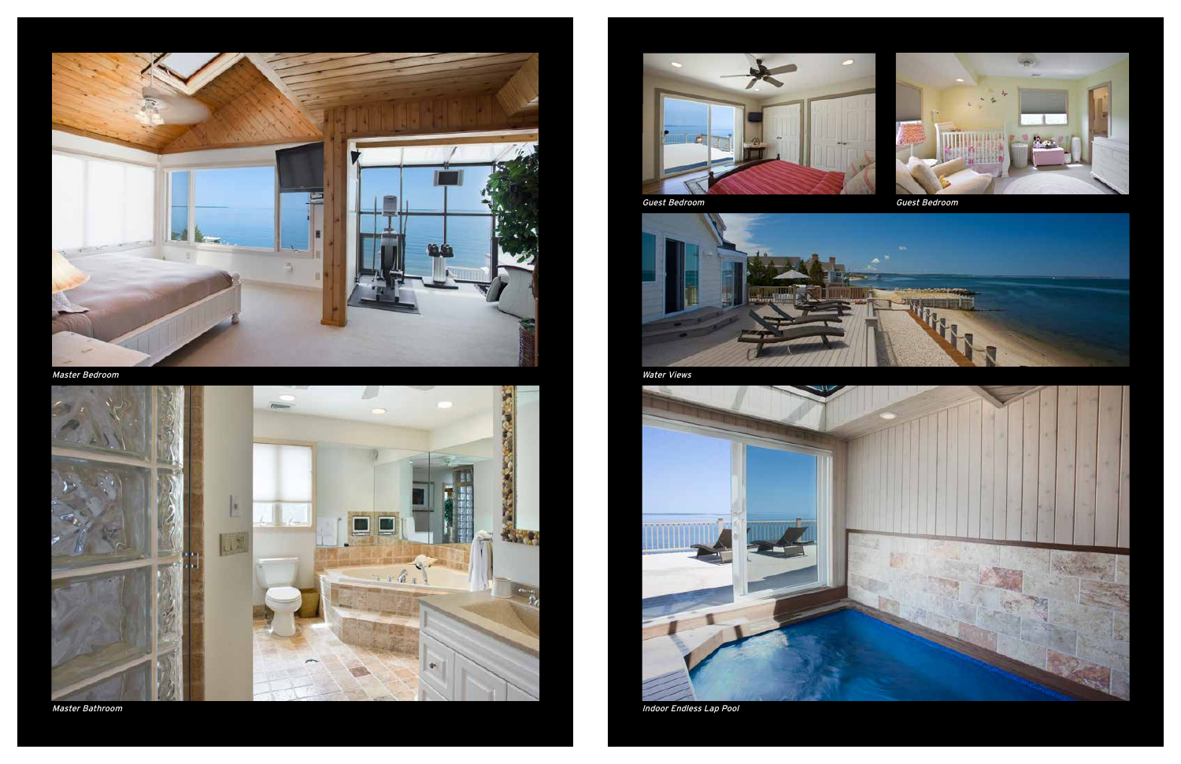*Master Bedroom*

*Master Bathroom*

*Guest Bedroom*

*Guest Bedroom*

*Water Views*

*Indoor Endless Lap Pool*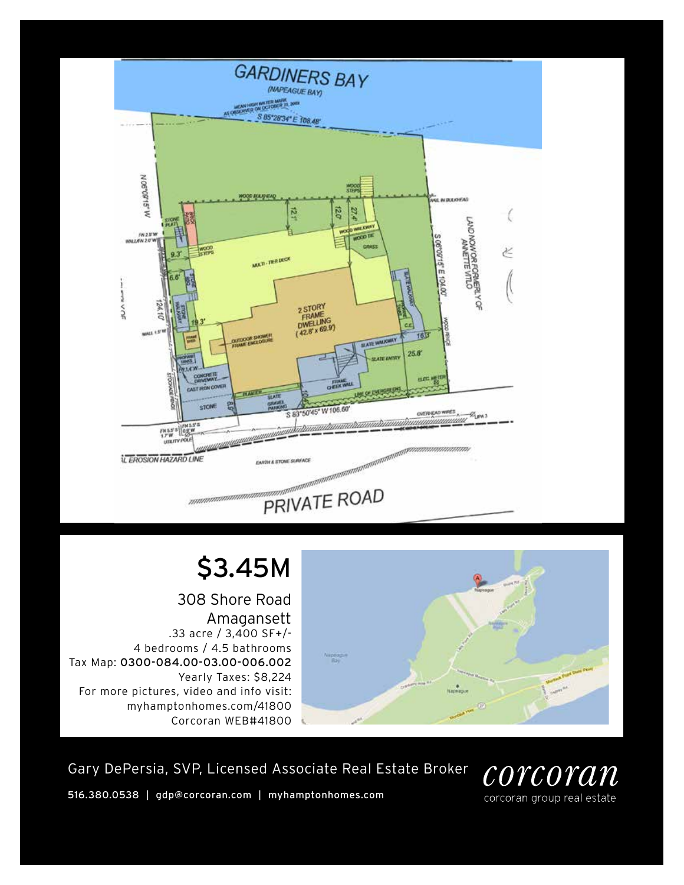GARDINERS BAY
(NAPEAGUE BAY)

MEAN HIGH WATER MARK
AS OBSERVED ON OCTOBER 21, 2003

S 85°28'34" E 108.48'

N 06°09'15" W

WOOD BULKHEAD

WOOD STEPS

NAIL IN BULKHEAD

12.1'

12.0'

27.4'

WOOD WALKWAY

WOOD TIE

GRASS

STONE PLAT

BRICK PATIO

WOOD STEPS

FN 2.5' W
WALL/FN 2.6' W

9.3'

MULTI - TIER DECK

6.6'

S 06°09'15" E 104.00'

LAND NOW OR FORMERLY OF
ANNETTE VITLO

124.10'

STONE WALKWAY

2 STORY
FRAME
DWELLING
(42.8' x 69.9')

SLATE WALKWAY

19.3'

16.3'

WALL 1.5' W

OUTDOOR SHOWER
FRAME ENCLOSURE

SLATE WALKWAY

25.8'

WOOD FENCE

SLATE ENTRY

PROPANE TANKS

FN 1.4' W

CONCRETE DRIVEWAY

CAST IRON COVER

FRAME CHEEK WALL

ELEC. METER

LINE OF EVERGREENS

PLANTER

STOCKADE FENCE

STONE

SLATE GRAVEL PARKING

S 83°50'45" W 106.60'

OVERHEAD WIRES

UPA 3

FN 5.5' S
1.7' W
UTILITY POLE

FN 5.5' S
0.8' W

EROSION HAZARD LINE

EARTH & STONE SURFACE

PRIVATE ROAD

# $3.45M

308 Shore Road
Amagansett
.33 acre / 3,400 SF+/-
4 bedrooms / 4.5 bathrooms
Tax Map: **0300-084.00-03.00-006.002**
Yearly Taxes: $8,224
For more pictures, video and info visit:
myhamptonhomes.com/41800
Corcoran WEB#41800

Gary DePersia, SVP, Licensed Associate Real Estate Broker

**516.380.0538 | gdp@corcoran.com | myhamptonhomes.com**

corcoran
corcoran group real estate